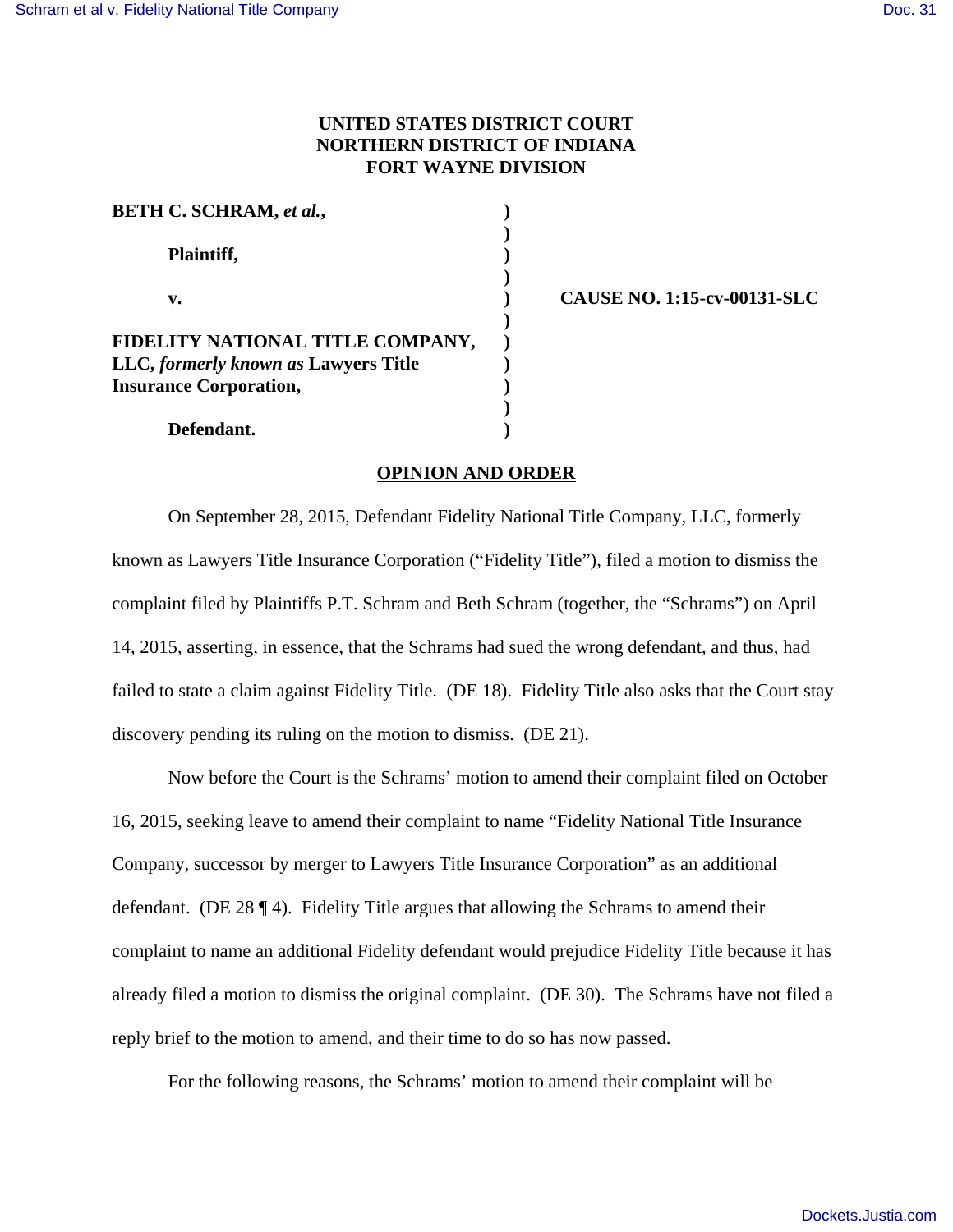**UNITED STATES DISTRICT COURT**
**NORTHERN DISTRICT OF INDIANA**
**FORT WAYNE DIVISION**

| | | |
|---|---|---|
| **BETH C. SCHRAM, *et al.*,** | ) | |
| | ) | |
| **Plaintiff,** | ) | |
| | ) | |
| **v.** | ) | **CAUSE NO. 1:15-cv-00131-SLC** |
| | ) | |
| **FIDELITY NATIONAL TITLE COMPANY, LLC, *formerly known as* Lawyers Title Insurance Corporation,** | ) | |
| | ) | |
| **Defendant.** | ) | |

## OPINION AND ORDER

On September 28, 2015, Defendant Fidelity National Title Company, LLC, formerly known as Lawyers Title Insurance Corporation ("Fidelity Title"), filed a motion to dismiss the complaint filed by Plaintiffs P.T. Schram and Beth Schram (together, the "Schrams") on April 14, 2015, asserting, in essence, that the Schrams had sued the wrong defendant, and thus, had failed to state a claim against Fidelity Title. (DE 18). Fidelity Title also asks that the Court stay discovery pending its ruling on the motion to dismiss. (DE 21).

Now before the Court is the Schrams' motion to amend their complaint filed on October 16, 2015, seeking leave to amend their complaint to name "Fidelity National Title Insurance Company, successor by merger to Lawyers Title Insurance Corporation" as an additional defendant. (DE 28 ¶ 4). Fidelity Title argues that allowing the Schrams to amend their complaint to name an additional Fidelity defendant would prejudice Fidelity Title because it has already filed a motion to dismiss the original complaint. (DE 30). The Schrams have not filed a reply brief to the motion to amend, and their time to do so has now passed.

For the following reasons, the Schrams' motion to amend their complaint will be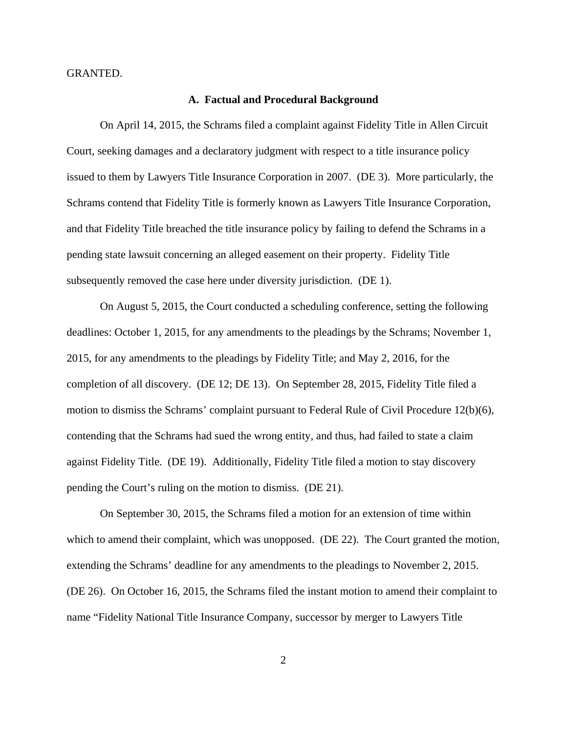GRANTED.

### A. Factual and Procedural Background

On April 14, 2015, the Schrams filed a complaint against Fidelity Title in Allen Circuit Court, seeking damages and a declaratory judgment with respect to a title insurance policy issued to them by Lawyers Title Insurance Corporation in 2007. (DE 3). More particularly, the Schrams contend that Fidelity Title is formerly known as Lawyers Title Insurance Corporation, and that Fidelity Title breached the title insurance policy by failing to defend the Schrams in a pending state lawsuit concerning an alleged easement on their property. Fidelity Title subsequently removed the case here under diversity jurisdiction. (DE 1).

On August 5, 2015, the Court conducted a scheduling conference, setting the following deadlines: October 1, 2015, for any amendments to the pleadings by the Schrams; November 1, 2015, for any amendments to the pleadings by Fidelity Title; and May 2, 2016, for the completion of all discovery. (DE 12; DE 13). On September 28, 2015, Fidelity Title filed a motion to dismiss the Schrams' complaint pursuant to Federal Rule of Civil Procedure 12(b)(6), contending that the Schrams had sued the wrong entity, and thus, had failed to state a claim against Fidelity Title. (DE 19). Additionally, Fidelity Title filed a motion to stay discovery pending the Court's ruling on the motion to dismiss. (DE 21).

On September 30, 2015, the Schrams filed a motion for an extension of time within which to amend their complaint, which was unopposed. (DE 22). The Court granted the motion, extending the Schrams' deadline for any amendments to the pleadings to November 2, 2015. (DE 26). On October 16, 2015, the Schrams filed the instant motion to amend their complaint to name "Fidelity National Title Insurance Company, successor by merger to Lawyers Title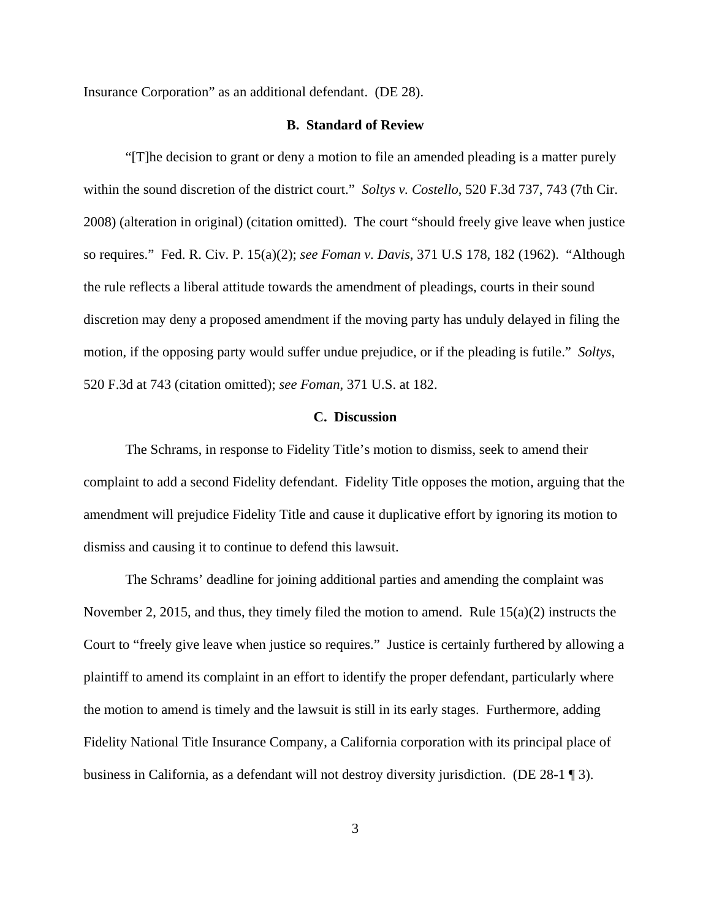Insurance Corporation" as an additional defendant. (DE 28).

### B. Standard of Review

"[T]he decision to grant or deny a motion to file an amended pleading is a matter purely within the sound discretion of the district court." *Soltys v. Costello*, 520 F.3d 737, 743 (7th Cir. 2008) (alteration in original) (citation omitted). The court "should freely give leave when justice so requires." Fed. R. Civ. P. 15(a)(2); *see Foman v. Davis*, 371 U.S 178, 182 (1962). "Although the rule reflects a liberal attitude towards the amendment of pleadings, courts in their sound discretion may deny a proposed amendment if the moving party has unduly delayed in filing the motion, if the opposing party would suffer undue prejudice, or if the pleading is futile." *Soltys*, 520 F.3d at 743 (citation omitted); *see Foman*, 371 U.S. at 182.

### C. Discussion

The Schrams, in response to Fidelity Title's motion to dismiss, seek to amend their complaint to add a second Fidelity defendant. Fidelity Title opposes the motion, arguing that the amendment will prejudice Fidelity Title and cause it duplicative effort by ignoring its motion to dismiss and causing it to continue to defend this lawsuit.

The Schrams' deadline for joining additional parties and amending the complaint was November 2, 2015, and thus, they timely filed the motion to amend. Rule 15(a)(2) instructs the Court to "freely give leave when justice so requires." Justice is certainly furthered by allowing a plaintiff to amend its complaint in an effort to identify the proper defendant, particularly where the motion to amend is timely and the lawsuit is still in its early stages. Furthermore, adding Fidelity National Title Insurance Company, a California corporation with its principal place of business in California, as a defendant will not destroy diversity jurisdiction. (DE 28-1 ¶ 3).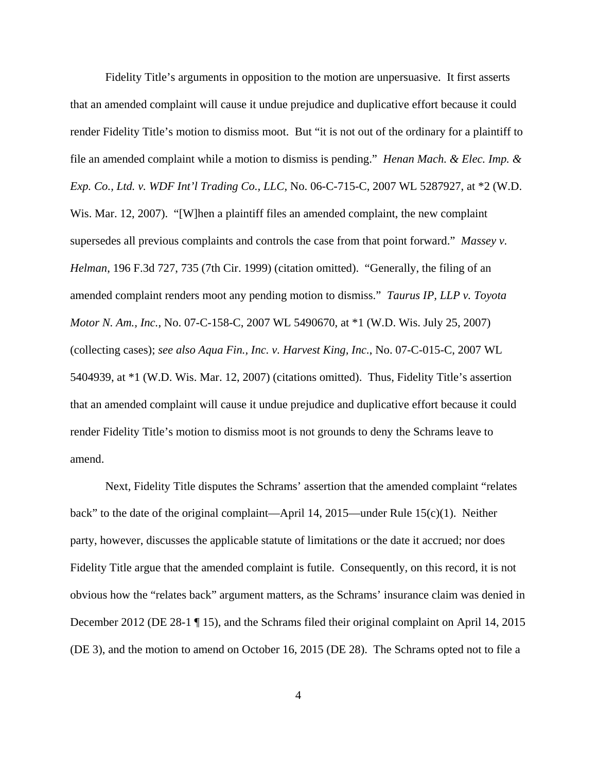Fidelity Title's arguments in opposition to the motion are unpersuasive. It first asserts that an amended complaint will cause it undue prejudice and duplicative effort because it could render Fidelity Title's motion to dismiss moot. But "it is not out of the ordinary for a plaintiff to file an amended complaint while a motion to dismiss is pending." *Henan Mach. & Elec. Imp. & Exp. Co., Ltd. v. WDF Int'l Trading Co., LLC*, No. 06-C-715-C, 2007 WL 5287927, at *2 (W.D. Wis. Mar. 12, 2007). "[W]hen a plaintiff files an amended complaint, the new complaint supersedes all previous complaints and controls the case from that point forward." *Massey v. Helman*, 196 F.3d 727, 735 (7th Cir. 1999) (citation omitted). "Generally, the filing of an amended complaint renders moot any pending motion to dismiss." *Taurus IP, LLP v. Toyota Motor N. Am., Inc.*, No. 07-C-158-C, 2007 WL 5490670, at *1 (W.D. Wis. July 25, 2007) (collecting cases); *see also Aqua Fin., Inc. v. Harvest King, Inc.*, No. 07-C-015-C, 2007 WL 5404939, at *1 (W.D. Wis. Mar. 12, 2007) (citations omitted). Thus, Fidelity Title's assertion that an amended complaint will cause it undue prejudice and duplicative effort because it could render Fidelity Title's motion to dismiss moot is not grounds to deny the Schrams leave to amend.

Next, Fidelity Title disputes the Schrams' assertion that the amended complaint "relates back" to the date of the original complaint—April 14, 2015—under Rule 15(c)(1). Neither party, however, discusses the applicable statute of limitations or the date it accrued; nor does Fidelity Title argue that the amended complaint is futile. Consequently, on this record, it is not obvious how the "relates back" argument matters, as the Schrams' insurance claim was denied in December 2012 (DE 28-1 ¶ 15), and the Schrams filed their original complaint on April 14, 2015 (DE 3), and the motion to amend on October 16, 2015 (DE 28). The Schrams opted not to file a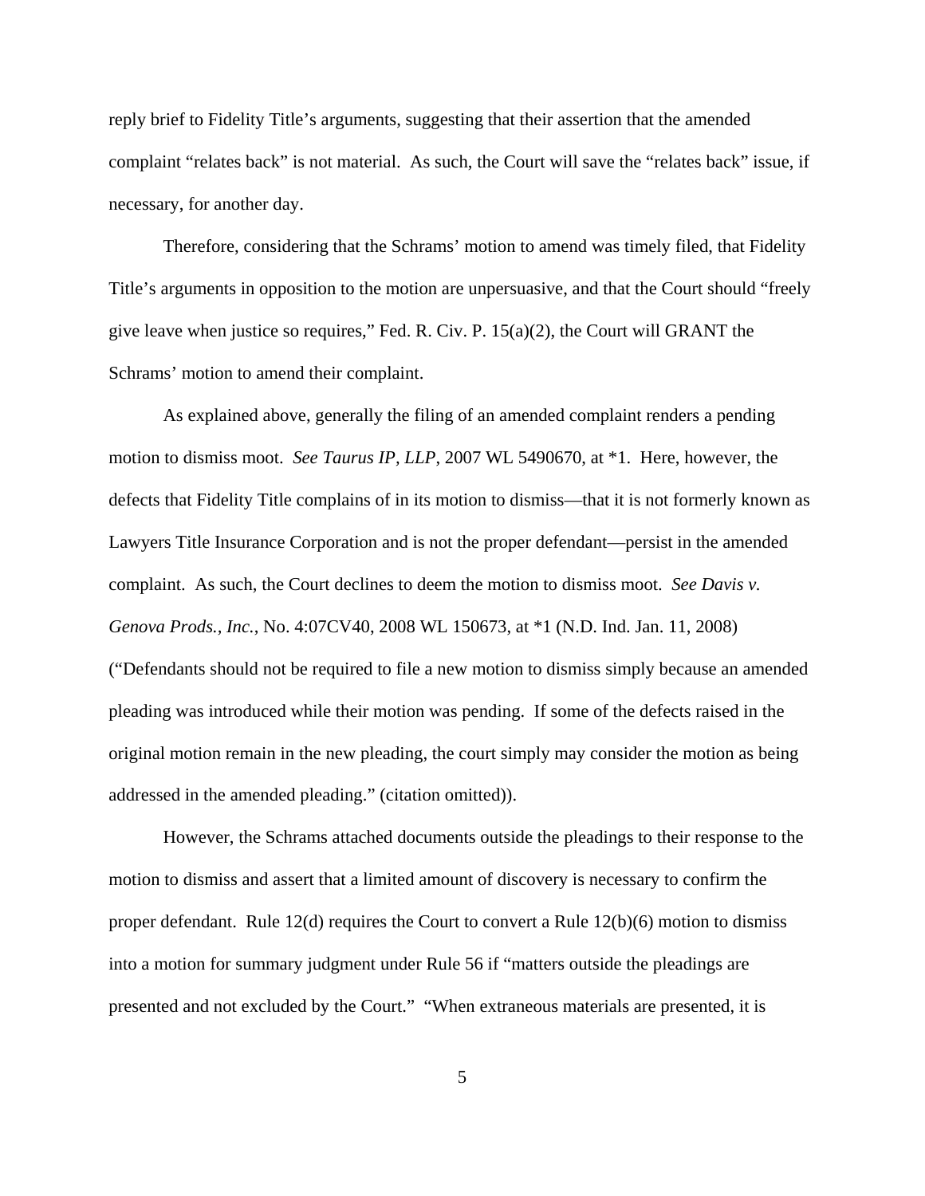reply brief to Fidelity Title's arguments, suggesting that their assertion that the amended complaint "relates back" is not material. As such, the Court will save the "relates back" issue, if necessary, for another day.

Therefore, considering that the Schrams' motion to amend was timely filed, that Fidelity Title's arguments in opposition to the motion are unpersuasive, and that the Court should "freely give leave when justice so requires," Fed. R. Civ. P. 15(a)(2), the Court will GRANT the Schrams' motion to amend their complaint.

As explained above, generally the filing of an amended complaint renders a pending motion to dismiss moot. *See Taurus IP, LLP*, 2007 WL 5490670, at *1. Here, however, the defects that Fidelity Title complains of in its motion to dismiss—that it is not formerly known as Lawyers Title Insurance Corporation and is not the proper defendant—persist in the amended complaint. As such, the Court declines to deem the motion to dismiss moot. *See Davis v. Genova Prods., Inc.*, No. 4:07CV40, 2008 WL 150673, at *1 (N.D. Ind. Jan. 11, 2008) ("Defendants should not be required to file a new motion to dismiss simply because an amended pleading was introduced while their motion was pending. If some of the defects raised in the original motion remain in the new pleading, the court simply may consider the motion as being addressed in the amended pleading." (citation omitted)).

However, the Schrams attached documents outside the pleadings to their response to the motion to dismiss and assert that a limited amount of discovery is necessary to confirm the proper defendant. Rule 12(d) requires the Court to convert a Rule 12(b)(6) motion to dismiss into a motion for summary judgment under Rule 56 if "matters outside the pleadings are presented and not excluded by the Court." "When extraneous materials are presented, it is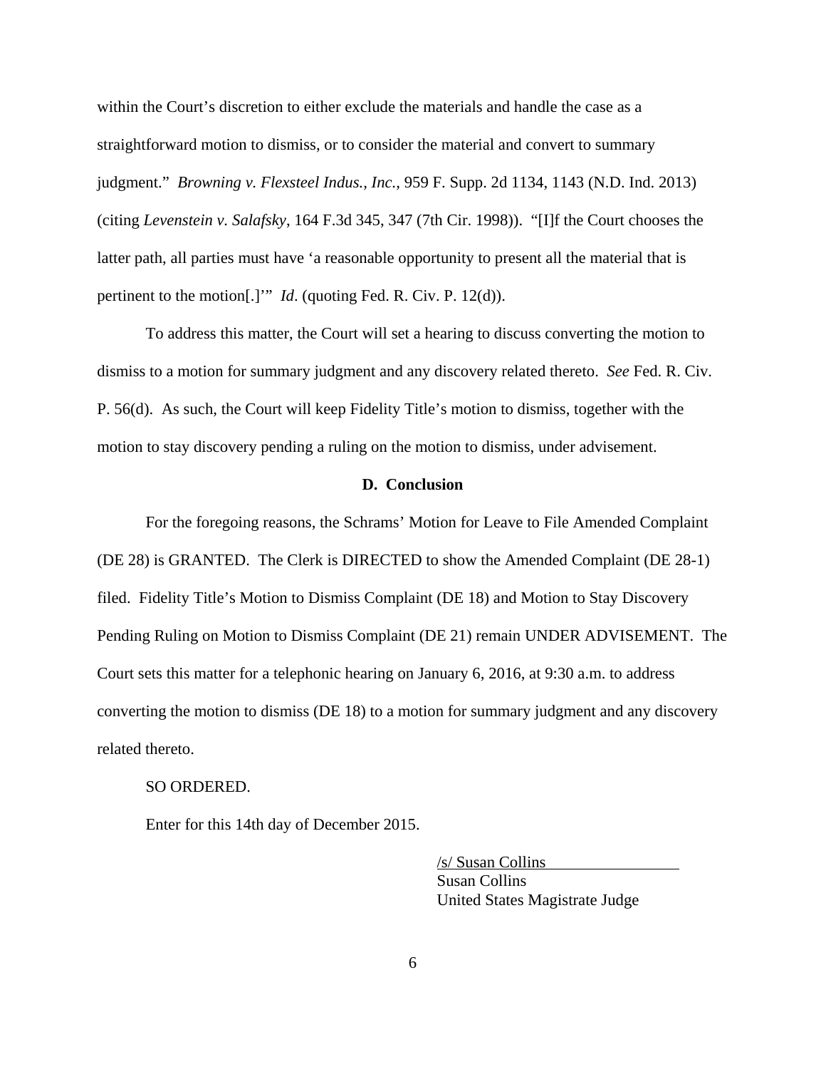within the Court's discretion to either exclude the materials and handle the case as a straightforward motion to dismiss, or to consider the material and convert to summary judgment." *Browning v. Flexsteel Indus., Inc.*, 959 F. Supp. 2d 1134, 1143 (N.D. Ind. 2013) (citing *Levenstein v. Salafsky*, 164 F.3d 345, 347 (7th Cir. 1998)). "[I]f the Court chooses the latter path, all parties must have 'a reasonable opportunity to present all the material that is pertinent to the motion[.]'" *Id*. (quoting Fed. R. Civ. P. 12(d)).

To address this matter, the Court will set a hearing to discuss converting the motion to dismiss to a motion for summary judgment and any discovery related thereto. *See* Fed. R. Civ. P. 56(d). As such, the Court will keep Fidelity Title's motion to dismiss, together with the motion to stay discovery pending a ruling on the motion to dismiss, under advisement.

**D. Conclusion**

For the foregoing reasons, the Schrams' Motion for Leave to File Amended Complaint (DE 28) is GRANTED. The Clerk is DIRECTED to show the Amended Complaint (DE 28-1) filed. Fidelity Title's Motion to Dismiss Complaint (DE 18) and Motion to Stay Discovery Pending Ruling on Motion to Dismiss Complaint (DE 21) remain UNDER ADVISEMENT. The Court sets this matter for a telephonic hearing on January 6, 2016, at 9:30 a.m. to address converting the motion to dismiss (DE 18) to a motion for summary judgment and any discovery related thereto.

SO ORDERED.

Enter for this 14th day of December 2015.

/s/ Susan Collins
Susan Collins
United States Magistrate Judge